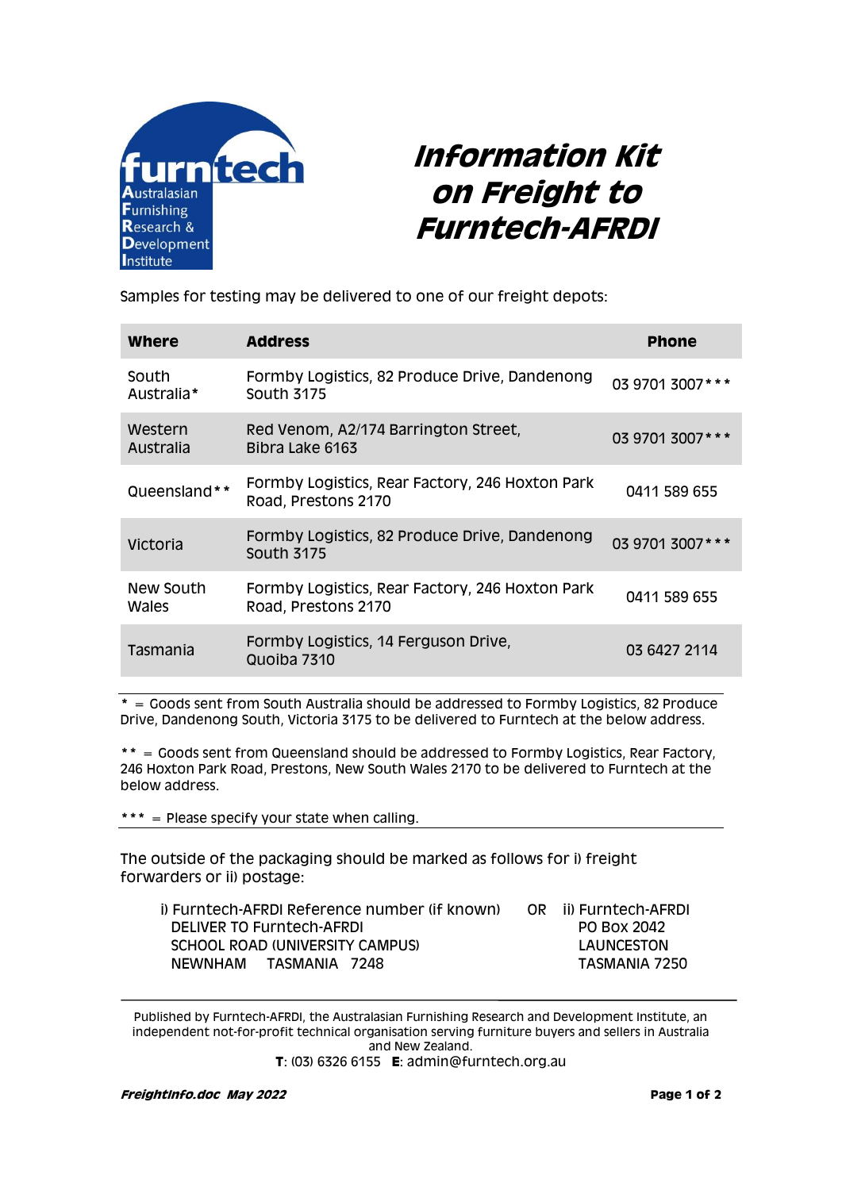furntech
Australasian
Furnishing
Research &
Development
Institute

# Information Kit on Freight to Furntech-AFRDI

Samples for testing may be delivered to one of our freight depots:

| Where | Address | Phone |
|---|---|---|
| South Australia* | Formby Logistics, 82 Produce Drive, Dandenong South 3175 | 03 9701 3007*** |
| Western Australia | Red Venom, A2/174 Barrington Street, Bibra Lake 6163 | 03 9701 3007*** |
| Queensland** | Formby Logistics, Rear Factory, 246 Hoxton Park Road, Prestons 2170 | 0411 589 655 |
| Victoria | Formby Logistics, 82 Produce Drive, Dandenong South 3175 | 03 9701 3007*** |
| New South Wales | Formby Logistics, Rear Factory, 246 Hoxton Park Road, Prestons 2170 | 0411 589 655 |
| Tasmania | Formby Logistics, 14 Ferguson Drive, Quoiba 7310 | 03 6427 2114 |

* = Goods sent from South Australia should be addressed to Formby Logistics, 82 Produce Drive, Dandenong South, Victoria 3175 to be delivered to Furntech at the below address.

** = Goods sent from Queensland should be addressed to Formby Logistics, Rear Factory, 246 Hoxton Park Road, Prestons, New South Wales 2170 to be delivered to Furntech at the below address.

*** = Please specify your state when calling.

The outside of the packaging should be marked as follows for i) freight forwarders or ii) postage:

i) Furntech-AFRDI Reference number (if known)
DELIVER TO Furntech-AFRDI
SCHOOL ROAD (UNIVERSITY CAMPUS)
NEWNHAM TASMANIA 7248

OR

ii) Furntech-AFRDI
PO Box 2042
LAUNCESTON
TASMANIA 7250

Published by Furntech-AFRDI, the Australasian Furnishing Research and Development Institute, an independent not-for-profit technical organisation serving furniture buyers and sellers in Australia and New Zealand.
**T**: (03) 6326 6155 **E**: admin@furntech.org.au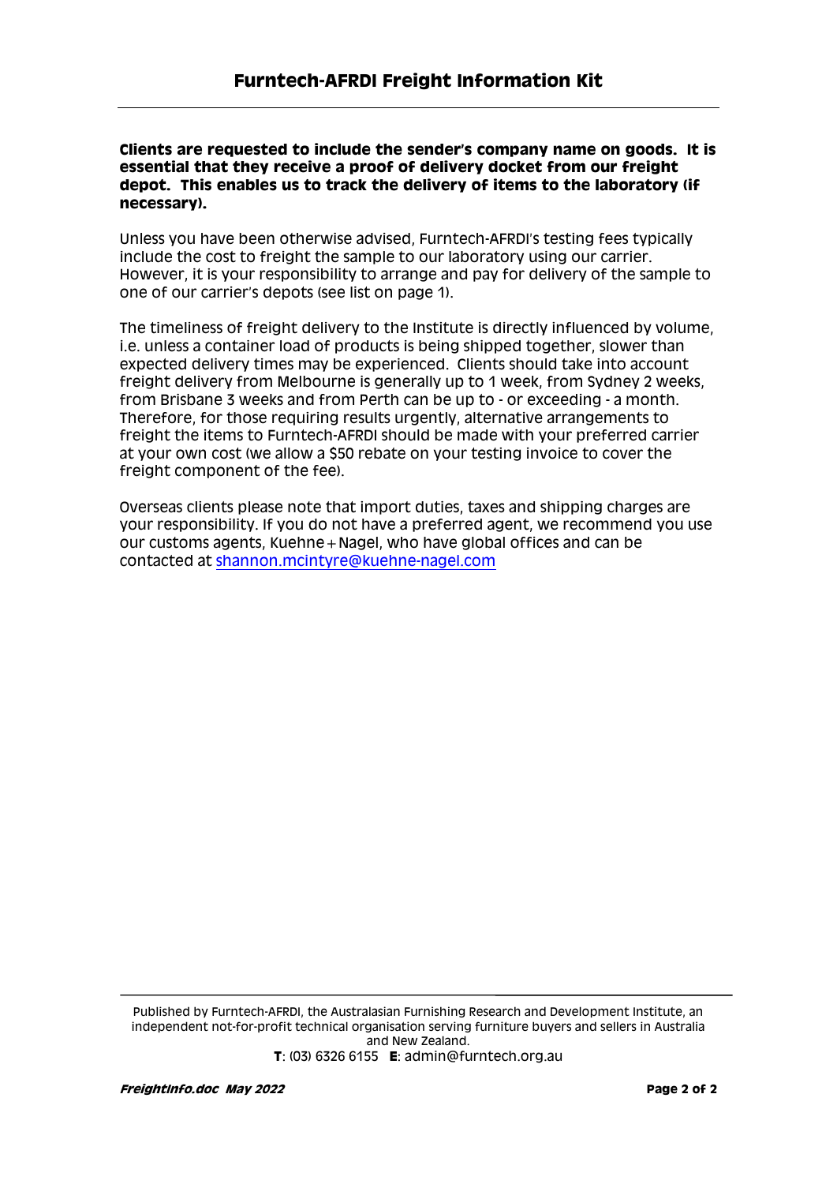# Furntech-AFRDI Freight Information Kit

**Clients are requested to include the sender's company name on goods. It is essential that they receive a proof of delivery docket from our freight depot. This enables us to track the delivery of items to the laboratory (if necessary).**

Unless you have been otherwise advised, Furntech-AFRDI's testing fees typically include the cost to freight the sample to our laboratory using our carrier. However, it is your responsibility to arrange and pay for delivery of the sample to one of our carrier's depots (see list on page 1).

The timeliness of freight delivery to the Institute is directly influenced by volume, i.e. unless a container load of products is being shipped together, slower than expected delivery times may be experienced. Clients should take into account freight delivery from Melbourne is generally up to 1 week, from Sydney 2 weeks, from Brisbane 3 weeks and from Perth can be up to - or exceeding - a month. Therefore, for those requiring results urgently, alternative arrangements to freight the items to Furntech-AFRDI should be made with your preferred carrier at your own cost (we allow a $50 rebate on your testing invoice to cover the freight component of the fee).

Overseas clients please note that import duties, taxes and shipping charges are your responsibility. If you do not have a preferred agent, we recommend you use our customs agents, Kuehne + Nagel, who have global offices and can be contacted at [shannon.mcintyre@kuehne-nagel.com](mailto:shannon.mcintyre@kuehne-nagel.com)

Published by Furntech-AFRDI, the Australasian Furnishing Research and Development Institute, an independent not-for-profit technical organisation serving furniture buyers and sellers in Australia and New Zealand.
**T**: (03) 6326 6155 **E**: admin@furntech.org.au

*FreightInfo.doc May 2022*